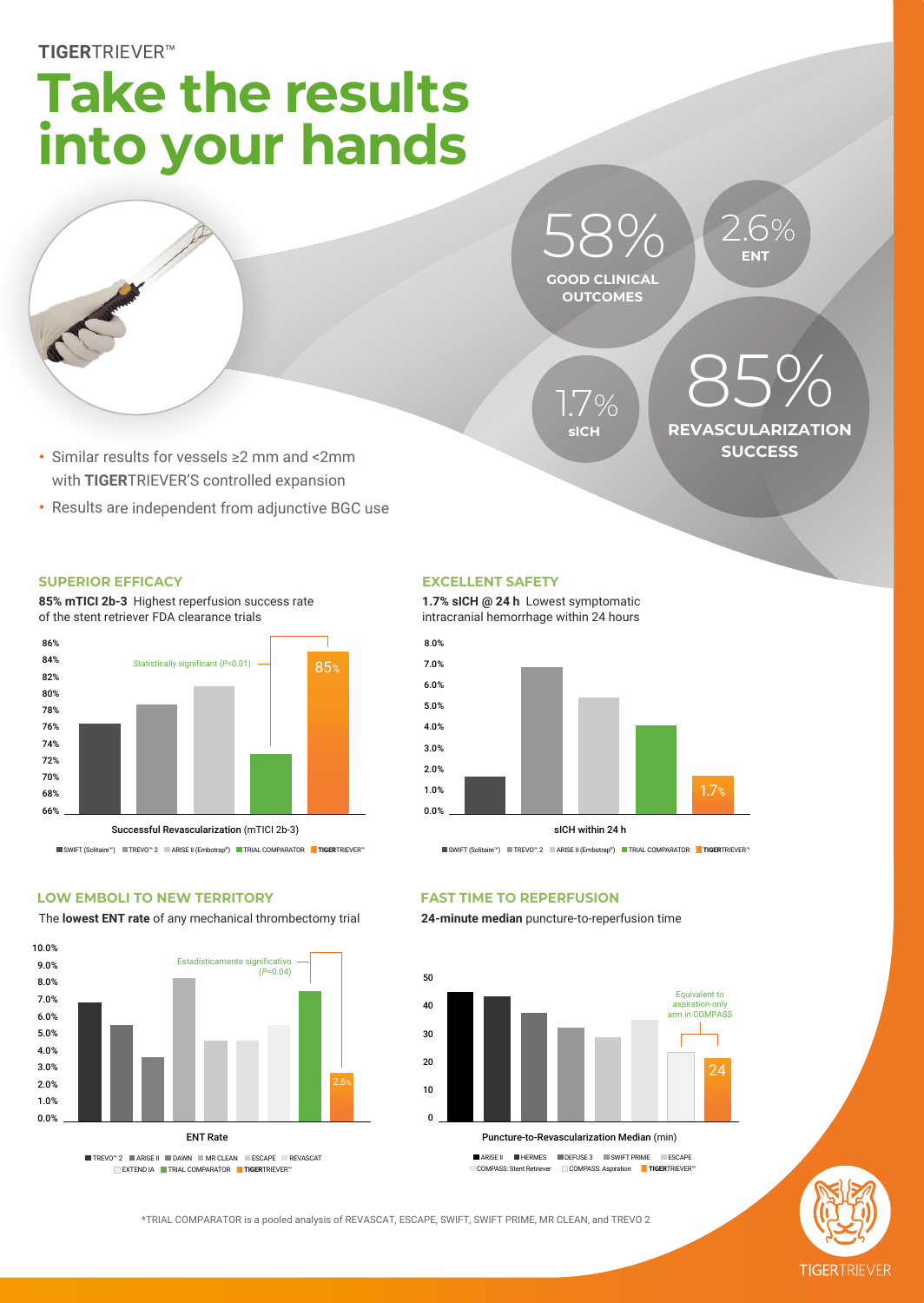**TIGER**TRIEVER™

# Take the results into your hands

58% GOOD CLINICAL OUTCOMES

2.6% ENT

1.7% sICH

85% REVASCULARIZATION SUCCESS

- Similar results for vessels ≥2 mm and <2mm with **TIGER**TRIEVER'S controlled expansion
- Results are independent from adjunctive BGC use

## SUPERIOR EFFICACY

**85% mTICI 2b-3** Highest reperfusion success rate of the stent retriever FDA clearance trials

Statistically significant (*P*<0.01)

85%

Successful Revascularization (mTICI 2b-3)

SWIFT (Solitaire™) | TREVO™ 2 | ARISE II (Embotrap®) | TRIAL COMPARATOR | **TIGER**TRIEVER™

## EXCELLENT SAFETY

**1.7% sICH @ 24 h** Lowest symptomatic intracranial hemorrhage within 24 hours

1.7%

sICH within 24 h

SWIFT (Solitaire™) | TREVO™ 2 | ARISE II (Embotrap®) | TRIAL COMPARATOR | **TIGER**TRIEVER™

## LOW EMBOLI TO NEW TERRITORY

The **lowest ENT rate** of any mechanical thrombectomy trial

Estadísticamente significativo (*P*=0.04)

2.6%

ENT Rate

TREVO™ 2 | ARISE II | DAWN | MR CLEAN | ESCAPE | REVASCAT | EXTEND IA | TRIAL COMPARATOR | **TIGER**TRIEVER™

## FAST TIME TO REPERFUSION

**24-minute median** puncture-to-reperfusion time

Equivalent to aspiration-only arm in COMPASS

24

Puncture-to-Revascularization Median (min)

ARISE II | HERMES | DEFUSE 3 | SWIFT PRIME | ESCAPE | COMPASS: Stent Retriever | COMPASS: Aspiration | **TIGER**TRIEVER™

*TRIAL COMPARATOR is a pooled analysis of REVASCAT, ESCAPE, SWIFT, SWIFT PRIME, MR CLEAN, and TREVO 2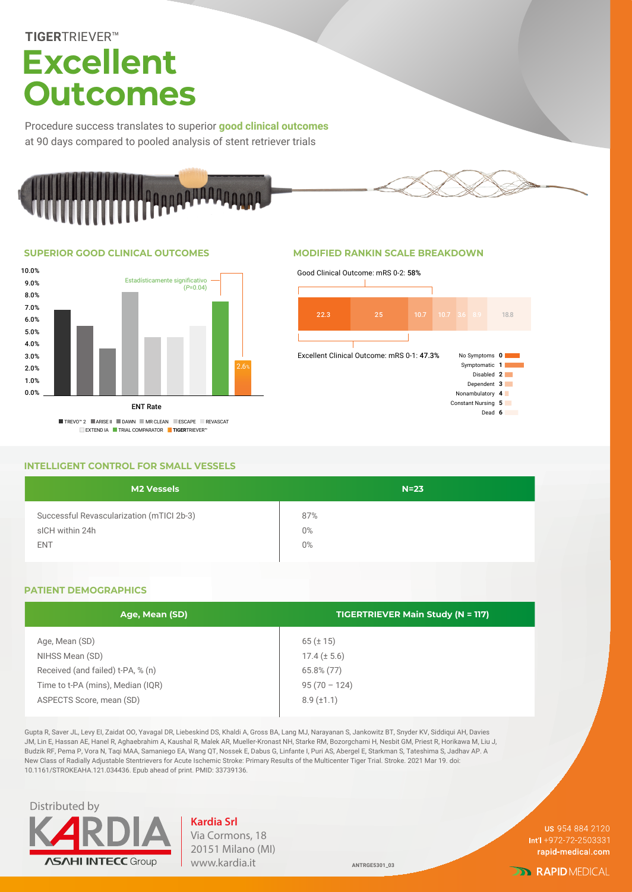TIGERTRIEVER™

# Excellent Outcomes

Procedure success translates to superior **good clinical outcomes** at 90 days compared to pooled analysis of stent retriever trials

## SUPERIOR GOOD CLINICAL OUTCOMES

10.0%
9.0%
8.0%
7.0%
6.0%
5.0%
4.0%
3.0%
2.0%
1.0%
0.0%

Estadísticamente significativo (P=0.04)

2.6%

ENT Rate

TREVO™ 2, ARISE II, DAWN, MR CLEAN, ESCAPE, REVASCAT, EXTEND IA, TRIAL COMPARATOR, TIGERTRIEVER™

## MODIFIED RANKIN SCALE BREAKDOWN

Good Clinical Outcome: mRS 0-2: **58%**

22.3
25
10.7
10.7
3.6
8.9
18.8

Excellent Clinical Outcome: mRS 0-1: **47.3%**

No Symptoms 0
Symptomatic 1
Disabled 2
Dependent 3
Nonambulatory 4
Constant Nursing 5
Dead 6

## INTELLIGENT CONTROL FOR SMALL VESSELS

| M2 Vessels | N=23 |
|---|---|
| Successful Revascularization (mTICI 2b-3) | 87% |
| sICH within 24h | 0% |
| ENT | 0% |

## PATIENT DEMOGRAPHICS

| Age, Mean (SD) | TIGERTRIEVER Main Study (N = 117) |
|---|---|
| Age, Mean (SD) | 65 (± 15) |
| NIHSS Mean (SD) | 17.4 (± 5.6) |
| Received (and failed) t-PA, % (n) | 65.8% (77) |
| Time to t-PA (mins), Median (IQR) | 95 (70 – 124) |
| ASPECTS Score, mean (SD) | 8.9 (±1.1) |

Gupta R, Saver JL, Levy EI, Zaidat OO, Yavagal DR, Liebeskind DS, Khaldi A, Gross BA, Lang MJ, Narayanan S, Jankowitz BT, Snyder KV, Siddiqui AH, Davies JM, Lin E, Hassan AE, Hanel R, Aghaebrahim A, Kaushal R, Malek AR, Mueller-Kronast NH, Starke RM, Bozorgchami H, Nesbit GM, Priest R, Horikawa M, Liu J, Budzik RF, Pema P, Vora N, Taqi MAA, Samaniego EA, Wang QT, Nossek E, Dabus G, Linfante I, Puri AS, Abergel E, Starkman S, Tateshima S, Jadhav AP. A New Class of Radially Adjustable Stentrievers for Acute Ischemic Stroke: Primary Results of the Multicenter Tiger Trial. Stroke. 2021 Mar 19. doi: 10.1161/STROKEAHA.121.034436. Epub ahead of print. PMID: 33739136.

Distributed by

KARDIA
ASAHI INTECC Group

**Kardia Srl**
Via Cormons, 18
20151 Milano (MI)
www.kardia.it

ANTRGE5301_03

US 954 884 2120
Int'l +972-72-2503331
rapid-medical.com

RAPID MEDICAL